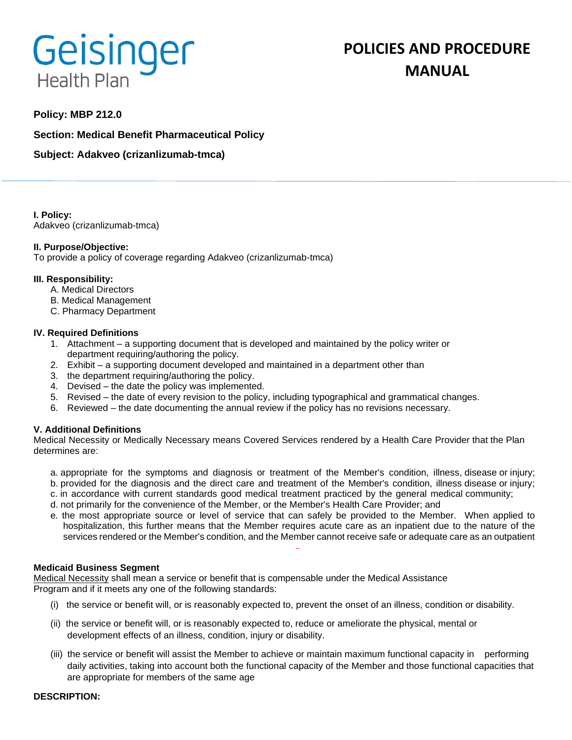Geisinger Health Plan

# POLICIES AND PROCEDURE MANUAL

**Policy: MBP 212.0**

**Section: Medical Benefit Pharmaceutical Policy**

**Subject: Adakveo (crizanlizumab-tmca)**

**I. Policy:**
Adakveo (crizanlizumab-tmca)

**II. Purpose/Objective:**
To provide a policy of coverage regarding Adakveo (crizanlizumab-tmca)

**III. Responsibility:**

A. Medical Directors
B. Medical Management
C. Pharmacy Department

**IV. Required Definitions**

1. Attachment – a supporting document that is developed and maintained by the policy writer or department requiring/authoring the policy.
2. Exhibit – a supporting document developed and maintained in a department other than
3. the department requiring/authoring the policy.
4. Devised – the date the policy was implemented.
5. Revised – the date of every revision to the policy, including typographical and grammatical changes.
6. Reviewed – the date documenting the annual review if the policy has no revisions necessary.

**V. Additional Definitions**
Medical Necessity or Medically Necessary means Covered Services rendered by a Health Care Provider that the Plan determines are:

a. appropriate for the symptoms and diagnosis or treatment of the Member's condition, illness, disease or injury;
b. provided for the diagnosis and the direct care and treatment of the Member's condition, illness disease or injury;
c. in accordance with current standards good medical treatment practiced by the general medical community;
d. not primarily for the convenience of the Member, or the Member's Health Care Provider; and
e. the most appropriate source or level of service that can safely be provided to the Member. When applied to hospitalization, this further means that the Member requires acute care as an inpatient due to the nature of the services rendered or the Member's condition, and the Member cannot receive safe or adequate care as an outpatient

**Medicaid Business Segment**
Medical Necessity shall mean a service or benefit that is compensable under the Medical Assistance Program and if it meets any one of the following standards:

(i) the service or benefit will, or is reasonably expected to, prevent the onset of an illness, condition or disability.

(ii) the service or benefit will, or is reasonably expected to, reduce or ameliorate the physical, mental or development effects of an illness, condition, injury or disability.

(iii) the service or benefit will assist the Member to achieve or maintain maximum functional capacity in performing daily activities, taking into account both the functional capacity of the Member and those functional capacities that are appropriate for members of the same age

**DESCRIPTION:**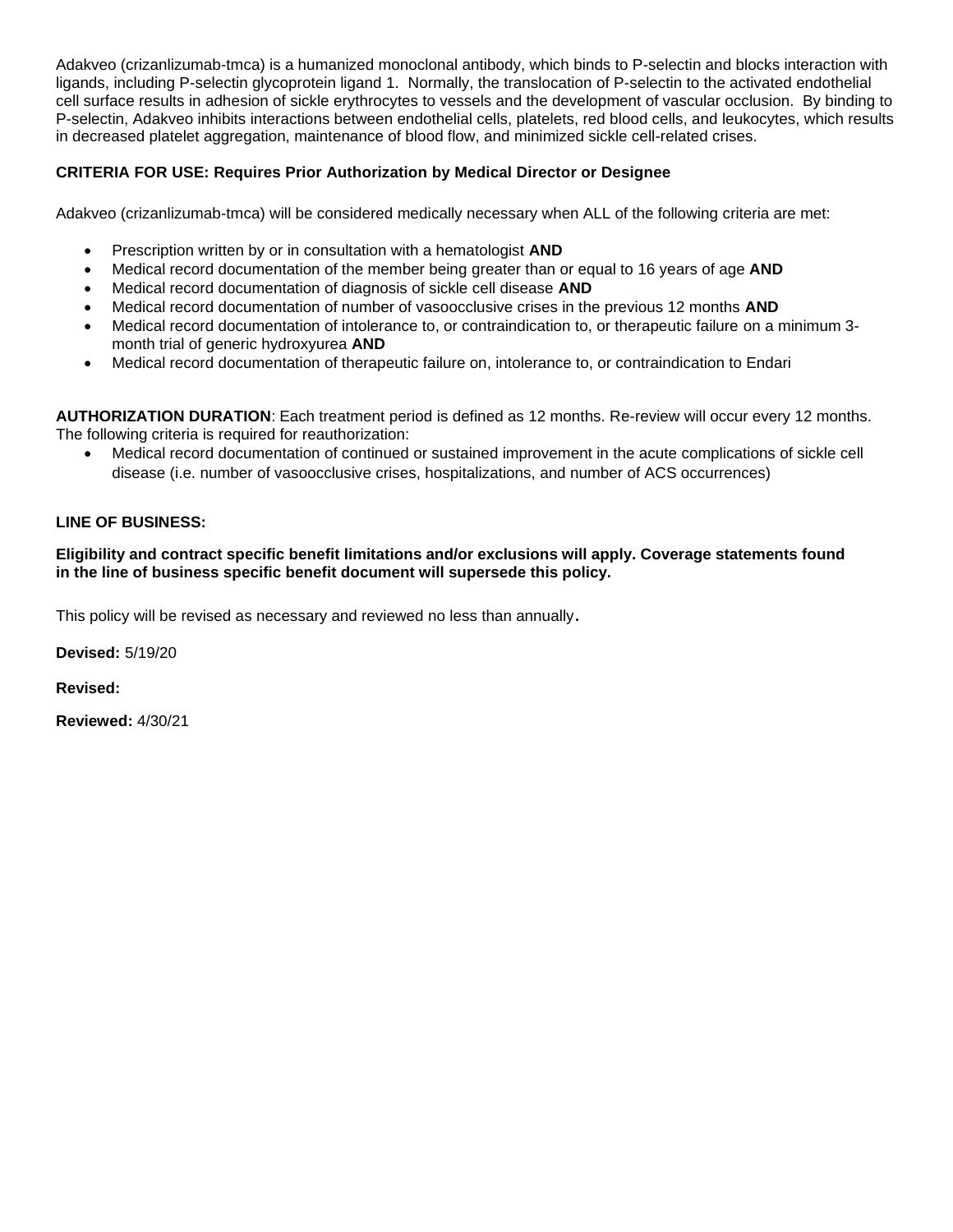Adakveo (crizanlizumab-tmca) is a humanized monoclonal antibody, which binds to P-selectin and blocks interaction with ligands, including P-selectin glycoprotein ligand 1. Normally, the translocation of P-selectin to the activated endothelial cell surface results in adhesion of sickle erythrocytes to vessels and the development of vascular occlusion. By binding to P-selectin, Adakveo inhibits interactions between endothelial cells, platelets, red blood cells, and leukocytes, which results in decreased platelet aggregation, maintenance of blood flow, and minimized sickle cell-related crises.

**CRITERIA FOR USE: Requires Prior Authorization by Medical Director or Designee**

Adakveo (crizanlizumab-tmca) will be considered medically necessary when ALL of the following criteria are met:

- Prescription written by or in consultation with a hematologist **AND**
- Medical record documentation of the member being greater than or equal to 16 years of age **AND**
- Medical record documentation of diagnosis of sickle cell disease **AND**
- Medical record documentation of number of vasoocclusive crises in the previous 12 months **AND**
- Medical record documentation of intolerance to, or contraindication to, or therapeutic failure on a minimum 3-month trial of generic hydroxyurea **AND**
- Medical record documentation of therapeutic failure on, intolerance to, or contraindication to Endari

**AUTHORIZATION DURATION**: Each treatment period is defined as 12 months. Re-review will occur every 12 months. The following criteria is required for reauthorization:

- Medical record documentation of continued or sustained improvement in the acute complications of sickle cell disease (i.e. number of vasoocclusive crises, hospitalizations, and number of ACS occurrences)

**LINE OF BUSINESS:**

**Eligibility and contract specific benefit limitations and/or exclusions will apply. Coverage statements found in the line of business specific benefit document will supersede this policy.**

This policy will be revised as necessary and reviewed no less than annually.

**Devised:** 5/19/20

**Revised:**

**Reviewed:** 4/30/21